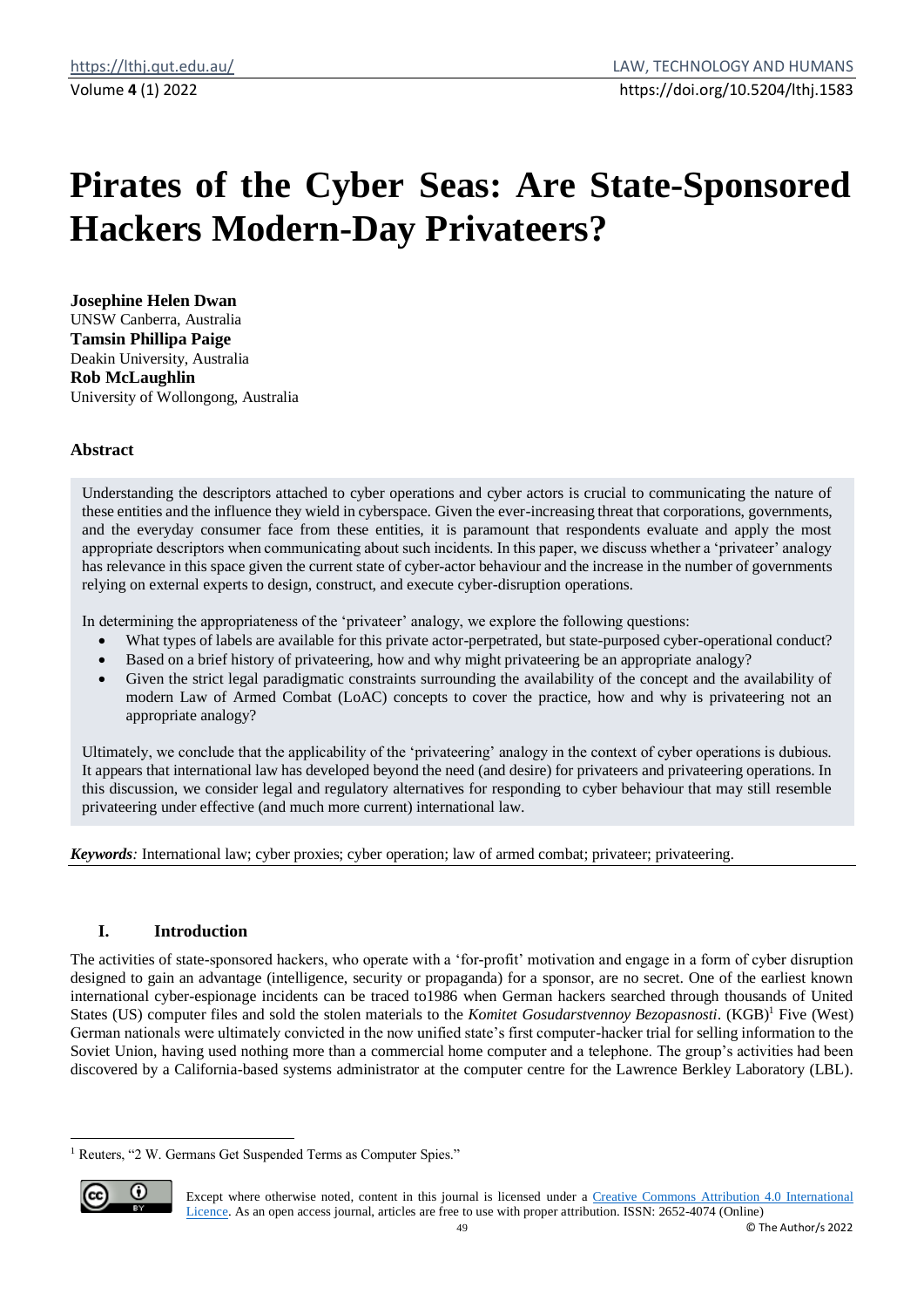# Pirates of the Cyber Seas: Are State-Sponsored Hackers Modern-Day Privateers?

**Josephine Helen Dwan**
UNSW Canberra, Australia
**Tamsin Phillipa Paige**
Deakin University, Australia
**Rob McLaughlin**
University of Wollongong, Australia

### Abstract

Understanding the descriptors attached to cyber operations and cyber actors is crucial to communicating the nature of these entities and the influence they wield in cyberspace. Given the ever-increasing threat that corporations, governments, and the everyday consumer face from these entities, it is paramount that respondents evaluate and apply the most appropriate descriptors when communicating about such incidents. In this paper, we discuss whether a 'privateer' analogy has relevance in this space given the current state of cyber-actor behaviour and the increase in the number of governments relying on external experts to design, construct, and execute cyber-disruption operations.

In determining the appropriateness of the 'privateer' analogy, we explore the following questions:

- What types of labels are available for this private actor-perpetrated, but state-purposed cyber-operational conduct?
- Based on a brief history of privateering, how and why might privateering be an appropriate analogy?
- Given the strict legal paradigmatic constraints surrounding the availability of the concept and the availability of modern Law of Armed Combat (LoAC) concepts to cover the practice, how and why is privateering not an appropriate analogy?

Ultimately, we conclude that the applicability of the 'privateering' analogy in the context of cyber operations is dubious. It appears that international law has developed beyond the need (and desire) for privateers and privateering operations. In this discussion, we consider legal and regulatory alternatives for responding to cyber behaviour that may still resemble privateering under effective (and much more current) international law.

***Keywords:*** International law; cyber proxies; cyber operation; law of armed combat; privateer; privateering.

## I. Introduction

The activities of state-sponsored hackers, who operate with a 'for-profit' motivation and engage in a form of cyber disruption designed to gain an advantage (intelligence, security or propaganda) for a sponsor, are no secret. One of the earliest known international cyber-espionage incidents can be traced to1986 when German hackers searched through thousands of United States (US) computer files and sold the stolen materials to the *Komitet Gosudarstvennoy Bezopasnosti*. (KGB)[1] Five (West) German nationals were ultimately convicted in the now unified state's first computer-hacker trial for selling information to the Soviet Union, having used nothing more than a commercial home computer and a telephone. The group's activities had been discovered by a California-based systems administrator at the computer centre for the Lawrence Berkley Laboratory (LBL).

[1] Reuters, "2 W. Germans Get Suspended Terms as Computer Spies."

Except where otherwise noted, content in this journal is licensed under a Creative Commons Attribution 4.0 International Licence. As an open access journal, articles are free to use with proper attribution. ISSN: 2652-4074 (Online)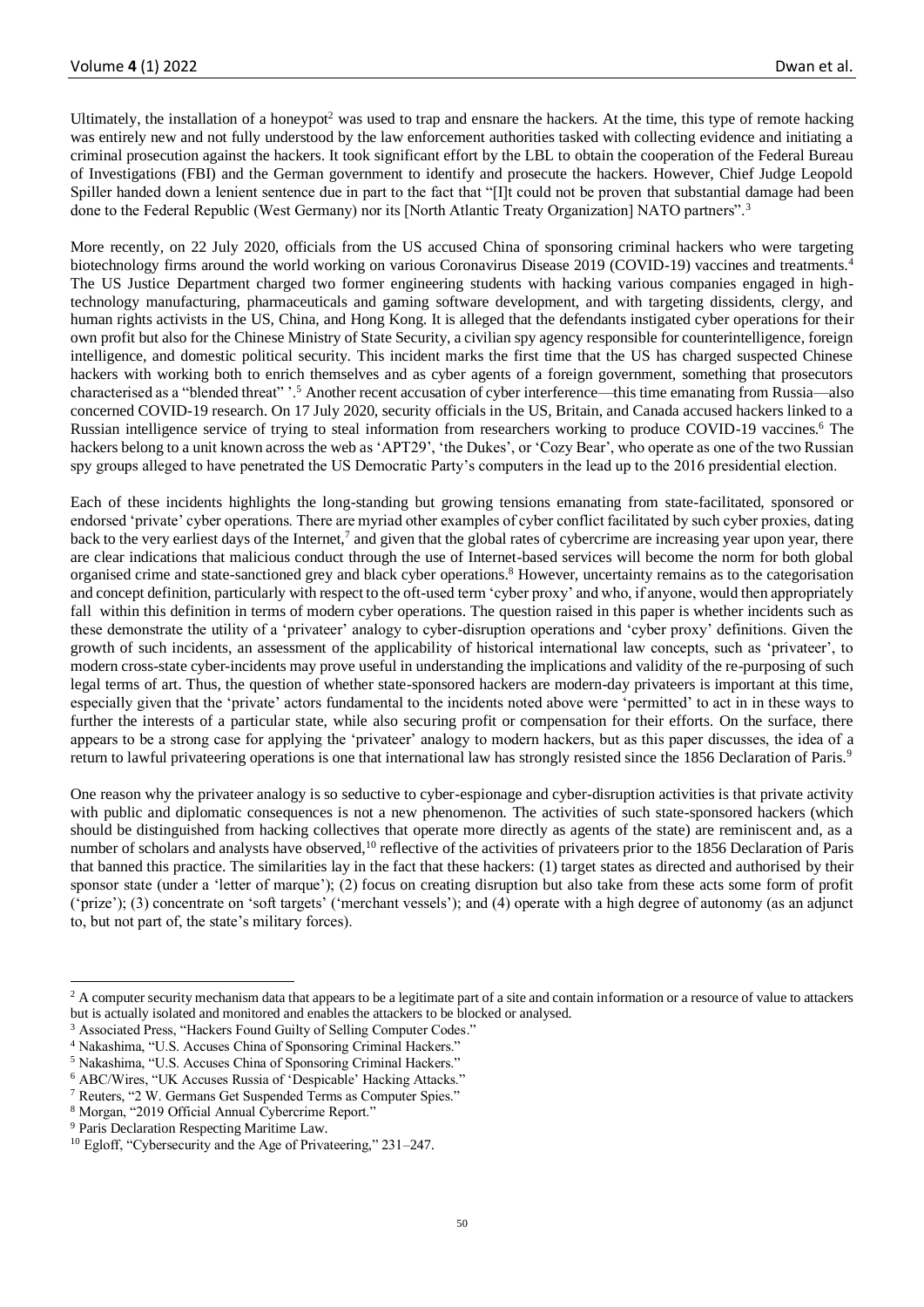Ultimately, the installation of a honeypot[2] was used to trap and ensnare the hackers. At the time, this type of remote hacking was entirely new and not fully understood by the law enforcement authorities tasked with collecting evidence and initiating a criminal prosecution against the hackers. It took significant effort by the LBL to obtain the cooperation of the Federal Bureau of Investigations (FBI) and the German government to identify and prosecute the hackers. However, Chief Judge Leopold Spiller handed down a lenient sentence due in part to the fact that "[I]t could not be proven that substantial damage had been done to the Federal Republic (West Germany) nor its [North Atlantic Treaty Organization] NATO partners".[3]

More recently, on 22 July 2020, officials from the US accused China of sponsoring criminal hackers who were targeting biotechnology firms around the world working on various Coronavirus Disease 2019 (COVID-19) vaccines and treatments.[4] The US Justice Department charged two former engineering students with hacking various companies engaged in high-technology manufacturing, pharmaceuticals and gaming software development, and with targeting dissidents, clergy, and human rights activists in the US, China, and Hong Kong. It is alleged that the defendants instigated cyber operations for their own profit but also for the Chinese Ministry of State Security, a civilian spy agency responsible for counterintelligence, foreign intelligence, and domestic political security. This incident marks the first time that the US has charged suspected Chinese hackers with working both to enrich themselves and as cyber agents of a foreign government, something that prosecutors characterised as a "blended threat" '.[5] Another recent accusation of cyber interference—this time emanating from Russia—also concerned COVID-19 research. On 17 July 2020, security officials in the US, Britain, and Canada accused hackers linked to a Russian intelligence service of trying to steal information from researchers working to produce COVID-19 vaccines.[6] The hackers belong to a unit known across the web as 'APT29', 'the Dukes', or 'Cozy Bear', who operate as one of the two Russian spy groups alleged to have penetrated the US Democratic Party's computers in the lead up to the 2016 presidential election.

Each of these incidents highlights the long-standing but growing tensions emanating from state-facilitated, sponsored or endorsed 'private' cyber operations. There are myriad other examples of cyber conflict facilitated by such cyber proxies, dating back to the very earliest days of the Internet,[7] and given that the global rates of cybercrime are increasing year upon year, there are clear indications that malicious conduct through the use of Internet-based services will become the norm for both global organised crime and state-sanctioned grey and black cyber operations.[8] However, uncertainty remains as to the categorisation and concept definition, particularly with respect to the oft-used term 'cyber proxy' and who, if anyone, would then appropriately fall within this definition in terms of modern cyber operations. The question raised in this paper is whether incidents such as these demonstrate the utility of a 'privateer' analogy to cyber-disruption operations and 'cyber proxy' definitions. Given the growth of such incidents, an assessment of the applicability of historical international law concepts, such as 'privateer', to modern cross-state cyber-incidents may prove useful in understanding the implications and validity of the re-purposing of such legal terms of art. Thus, the question of whether state-sponsored hackers are modern-day privateers is important at this time, especially given that the 'private' actors fundamental to the incidents noted above were 'permitted' to act in in these ways to further the interests of a particular state, while also securing profit or compensation for their efforts. On the surface, there appears to be a strong case for applying the 'privateer' analogy to modern hackers, but as this paper discusses, the idea of a return to lawful privateering operations is one that international law has strongly resisted since the 1856 Declaration of Paris.[9]

One reason why the privateer analogy is so seductive to cyber-espionage and cyber-disruption activities is that private activity with public and diplomatic consequences is not a new phenomenon. The activities of such state-sponsored hackers (which should be distinguished from hacking collectives that operate more directly as agents of the state) are reminiscent and, as a number of scholars and analysts have observed,[10] reflective of the activities of privateers prior to the 1856 Declaration of Paris that banned this practice. The similarities lay in the fact that these hackers: (1) target states as directed and authorised by their sponsor state (under a 'letter of marque'); (2) focus on creating disruption but also take from these acts some form of profit ('prize'); (3) concentrate on 'soft targets' ('merchant vessels'); and (4) operate with a high degree of autonomy (as an adjunct to, but not part of, the state's military forces).

---

[2] A computer security mechanism data that appears to be a legitimate part of a site and contain information or a resource of value to attackers but is actually isolated and monitored and enables the attackers to be blocked or analysed.

[3] Associated Press, "Hackers Found Guilty of Selling Computer Codes."

[4] Nakashima, "U.S. Accuses China of Sponsoring Criminal Hackers."

[5] Nakashima, "U.S. Accuses China of Sponsoring Criminal Hackers."

[6] ABC/Wires, "UK Accuses Russia of 'Despicable' Hacking Attacks."

[7] Reuters, "2 W. Germans Get Suspended Terms as Computer Spies."

[8] Morgan, "2019 Official Annual Cybercrime Report."

[9] Paris Declaration Respecting Maritime Law.

[10] Egloff, "Cybersecurity and the Age of Privateering," 231–247.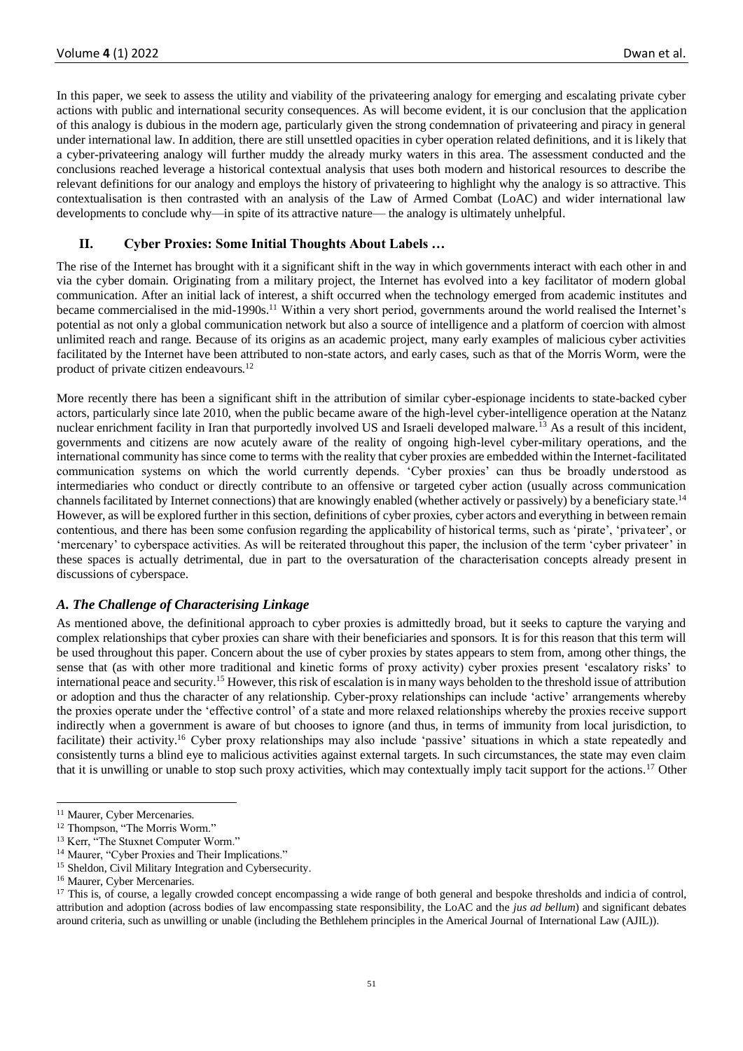In this paper, we seek to assess the utility and viability of the privateering analogy for emerging and escalating private cyber actions with public and international security consequences. As will become evident, it is our conclusion that the application of this analogy is dubious in the modern age, particularly given the strong condemnation of privateering and piracy in general under international law. In addition, there are still unsettled opacities in cyber operation related definitions, and it is likely that a cyber-privateering analogy will further muddy the already murky waters in this area. The assessment conducted and the conclusions reached leverage a historical contextual analysis that uses both modern and historical resources to describe the relevant definitions for our analogy and employs the history of privateering to highlight why the analogy is so attractive. This contextualisation is then contrasted with an analysis of the Law of Armed Combat (LoAC) and wider international law developments to conclude why—in spite of its attractive nature— the analogy is ultimately unhelpful.

## II. Cyber Proxies: Some Initial Thoughts About Labels …

The rise of the Internet has brought with it a significant shift in the way in which governments interact with each other in and via the cyber domain. Originating from a military project, the Internet has evolved into a key facilitator of modern global communication. After an initial lack of interest, a shift occurred when the technology emerged from academic institutes and became commercialised in the mid-1990s.[11] Within a very short period, governments around the world realised the Internet's potential as not only a global communication network but also a source of intelligence and a platform of coercion with almost unlimited reach and range. Because of its origins as an academic project, many early examples of malicious cyber activities facilitated by the Internet have been attributed to non-state actors, and early cases, such as that of the Morris Worm, were the product of private citizen endeavours.[12]

More recently there has been a significant shift in the attribution of similar cyber-espionage incidents to state-backed cyber actors, particularly since late 2010, when the public became aware of the high-level cyber-intelligence operation at the Natanz nuclear enrichment facility in Iran that purportedly involved US and Israeli developed malware.[13] As a result of this incident, governments and citizens are now acutely aware of the reality of ongoing high-level cyber-military operations, and the international community has since come to terms with the reality that cyber proxies are embedded within the Internet-facilitated communication systems on which the world currently depends. 'Cyber proxies' can thus be broadly understood as intermediaries who conduct or directly contribute to an offensive or targeted cyber action (usually across communication channels facilitated by Internet connections) that are knowingly enabled (whether actively or passively) by a beneficiary state.[14] However, as will be explored further in this section, definitions of cyber proxies, cyber actors and everything in between remain contentious, and there has been some confusion regarding the applicability of historical terms, such as 'pirate', 'privateer', or 'mercenary' to cyberspace activities. As will be reiterated throughout this paper, the inclusion of the term 'cyber privateer' in these spaces is actually detrimental, due in part to the oversaturation of the characterisation concepts already present in discussions of cyberspace.

### *A. The Challenge of Characterising Linkage*

As mentioned above, the definitional approach to cyber proxies is admittedly broad, but it seeks to capture the varying and complex relationships that cyber proxies can share with their beneficiaries and sponsors. It is for this reason that this term will be used throughout this paper. Concern about the use of cyber proxies by states appears to stem from, among other things, the sense that (as with other more traditional and kinetic forms of proxy activity) cyber proxies present 'escalatory risks' to international peace and security.[15] However, this risk of escalation is in many ways beholden to the threshold issue of attribution or adoption and thus the character of any relationship. Cyber-proxy relationships can include 'active' arrangements whereby the proxies operate under the 'effective control' of a state and more relaxed relationships whereby the proxies receive support indirectly when a government is aware of but chooses to ignore (and thus, in terms of immunity from local jurisdiction, to facilitate) their activity.[16] Cyber proxy relationships may also include 'passive' situations in which a state repeatedly and consistently turns a blind eye to malicious activities against external targets. In such circumstances, the state may even claim that it is unwilling or unable to stop such proxy activities, which may contextually imply tacit support for the actions.[17] Other

---

[11] Maurer, Cyber Mercenaries.

[12] Thompson, "The Morris Worm."

[13] Kerr, "The Stuxnet Computer Worm."

[14] Maurer, "Cyber Proxies and Their Implications."

[15] Sheldon, Civil Military Integration and Cybersecurity.

[16] Maurer, Cyber Mercenaries.

[17] This is, of course, a legally crowded concept encompassing a wide range of both general and bespoke thresholds and indicia of control, attribution and adoption (across bodies of law encompassing state responsibility, the LoAC and the *jus ad bellum*) and significant debates around criteria, such as unwilling or unable (including the Bethlehem principles in the Americal Journal of International Law (AJIL)).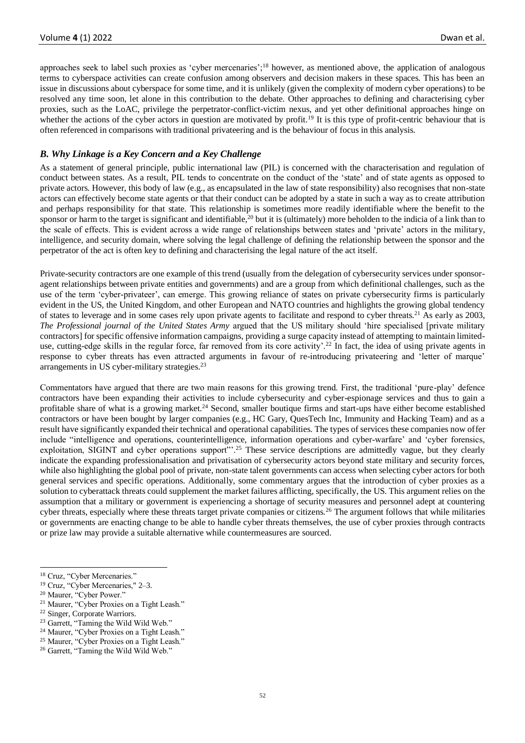approaches seek to label such proxies as 'cyber mercenaries';[18] however, as mentioned above, the application of analogous terms to cyberspace activities can create confusion among observers and decision makers in these spaces. This has been an issue in discussions about cyberspace for some time, and it is unlikely (given the complexity of modern cyber operations) to be resolved any time soon, let alone in this contribution to the debate. Other approaches to defining and characterising cyber proxies, such as the LoAC, privilege the perpetrator-conflict-victim nexus, and yet other definitional approaches hinge on whether the actions of the cyber actors in question are motivated by profit.[19] It is this type of profit-centric behaviour that is often referenced in comparisons with traditional privateering and is the behaviour of focus in this analysis.

### *B. Why Linkage is a Key Concern and a Key Challenge*

As a statement of general principle, public international law (PIL) is concerned with the characterisation and regulation of conduct between states. As a result, PIL tends to concentrate on the conduct of the 'state' and of state agents as opposed to private actors. However, this body of law (e.g., as encapsulated in the law of state responsibility) also recognises that non-state actors can effectively become state agents or that their conduct can be adopted by a state in such a way as to create attribution and perhaps responsibility for that state. This relationship is sometimes more readily identifiable where the benefit to the sponsor or harm to the target is significant and identifiable,[20] but it is (ultimately) more beholden to the indicia of a link than to the scale of effects. This is evident across a wide range of relationships between states and 'private' actors in the military, intelligence, and security domain, where solving the legal challenge of defining the relationship between the sponsor and the perpetrator of the act is often key to defining and characterising the legal nature of the act itself.

Private-security contractors are one example of this trend (usually from the delegation of cybersecurity services under sponsor-agent relationships between private entities and governments) and are a group from which definitional challenges, such as the use of the term 'cyber-privateer', can emerge. This growing reliance of states on private cybersecurity firms is particularly evident in the US, the United Kingdom, and other European and NATO countries and highlights the growing global tendency of states to leverage and in some cases rely upon private agents to facilitate and respond to cyber threats.[21] As early as 2003, *The Professional journal of the United States Army* argued that the US military should 'hire specialised [private military contractors] for specific offensive information campaigns, providing a surge capacity instead of attempting to maintain limited-use, cutting-edge skills in the regular force, far removed from its core activity'.[22] In fact, the idea of using private agents in response to cyber threats has even attracted arguments in favour of re-introducing privateering and 'letter of marque' arrangements in US cyber-military strategies.[23]

Commentators have argued that there are two main reasons for this growing trend. First, the traditional 'pure-play' defence contractors have been expanding their activities to include cybersecurity and cyber-espionage services and thus to gain a profitable share of what is a growing market.[24] Second, smaller boutique firms and start-ups have either become established contractors or have been bought by larger companies (e.g., HC Gary, QuesTech Inc, Immunity and Hacking Team) and as a result have significantly expanded their technical and operational capabilities. The types of services these companies now offer include "intelligence and operations, counterintelligence, information operations and cyber-warfare' and 'cyber forensics, exploitation, SIGINT and cyber operations support"'.[25] These service descriptions are admittedly vague, but they clearly indicate the expanding professionalisation and privatisation of cybersecurity actors beyond state military and security forces, while also highlighting the global pool of private, non-state talent governments can access when selecting cyber actors for both general services and specific operations. Additionally, some commentary argues that the introduction of cyber proxies as a solution to cyberattack threats could supplement the market failures afflicting, specifically, the US. This argument relies on the assumption that a military or government is experiencing a shortage of security measures and personnel adept at countering cyber threats, especially where these threats target private companies or citizens.[26] The argument follows that while militaries or governments are enacting change to be able to handle cyber threats themselves, the use of cyber proxies through contracts or prize law may provide a suitable alternative while countermeasures are sourced.

---

[18] Cruz, "Cyber Mercenaries."

[19] Cruz, "Cyber Mercenaries," 2–3.

[20] Maurer, "Cyber Power."

[21] Maurer, "Cyber Proxies on a Tight Leash."

[22] Singer, Corporate Warriors.

[23] Garrett, "Taming the Wild Wild Web."

[24] Maurer, "Cyber Proxies on a Tight Leash."

[25] Maurer, "Cyber Proxies on a Tight Leash."

[26] Garrett, "Taming the Wild Wild Web."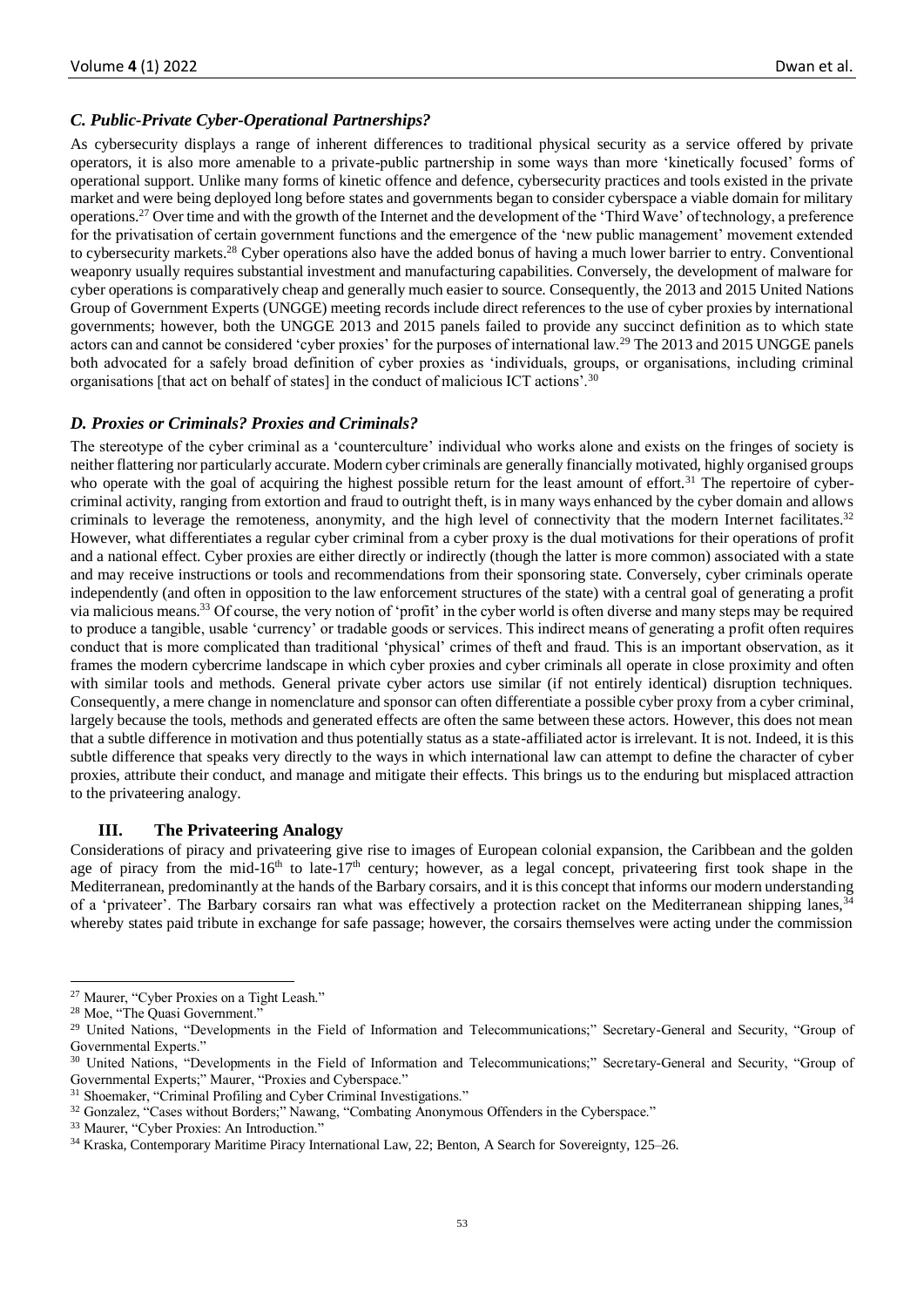### *C. Public-Private Cyber-Operational Partnerships?*

As cybersecurity displays a range of inherent differences to traditional physical security as a service offered by private operators, it is also more amenable to a private-public partnership in some ways than more 'kinetically focused' forms of operational support. Unlike many forms of kinetic offence and defence, cybersecurity practices and tools existed in the private market and were being deployed long before states and governments began to consider cyberspace a viable domain for military operations.[27] Over time and with the growth of the Internet and the development of the 'Third Wave' of technology, a preference for the privatisation of certain government functions and the emergence of the 'new public management' movement extended to cybersecurity markets.[28] Cyber operations also have the added bonus of having a much lower barrier to entry. Conventional weaponry usually requires substantial investment and manufacturing capabilities. Conversely, the development of malware for cyber operations is comparatively cheap and generally much easier to source. Consequently, the 2013 and 2015 United Nations Group of Government Experts (UNGGE) meeting records include direct references to the use of cyber proxies by international governments; however, both the UNGGE 2013 and 2015 panels failed to provide any succinct definition as to which state actors can and cannot be considered 'cyber proxies' for the purposes of international law.[29] The 2013 and 2015 UNGGE panels both advocated for a safely broad definition of cyber proxies as 'individuals, groups, or organisations, including criminal organisations [that act on behalf of states] in the conduct of malicious ICT actions'.[30]

### *D. Proxies or Criminals? Proxies and Criminals?*

The stereotype of the cyber criminal as a 'counterculture' individual who works alone and exists on the fringes of society is neither flattering nor particularly accurate. Modern cyber criminals are generally financially motivated, highly organised groups who operate with the goal of acquiring the highest possible return for the least amount of effort.[31] The repertoire of cyber-criminal activity, ranging from extortion and fraud to outright theft, is in many ways enhanced by the cyber domain and allows criminals to leverage the remoteness, anonymity, and the high level of connectivity that the modern Internet facilitates.[32] However, what differentiates a regular cyber criminal from a cyber proxy is the dual motivations for their operations of profit and a national effect. Cyber proxies are either directly or indirectly (though the latter is more common) associated with a state and may receive instructions or tools and recommendations from their sponsoring state. Conversely, cyber criminals operate independently (and often in opposition to the law enforcement structures of the state) with a central goal of generating a profit via malicious means.[33] Of course, the very notion of 'profit' in the cyber world is often diverse and many steps may be required to produce a tangible, usable 'currency' or tradable goods or services. This indirect means of generating a profit often requires conduct that is more complicated than traditional 'physical' crimes of theft and fraud. This is an important observation, as it frames the modern cybercrime landscape in which cyber proxies and cyber criminals all operate in close proximity and often with similar tools and methods. General private cyber actors use similar (if not entirely identical) disruption techniques. Consequently, a mere change in nomenclature and sponsor can often differentiate a possible cyber proxy from a cyber criminal, largely because the tools, methods and generated effects are often the same between these actors. However, this does not mean that a subtle difference in motivation and thus potentially status as a state-affiliated actor is irrelevant. It is not. Indeed, it is this subtle difference that speaks very directly to the ways in which international law can attempt to define the character of cyber proxies, attribute their conduct, and manage and mitigate their effects. This brings us to the enduring but misplaced attraction to the privateering analogy.

## III. The Privateering Analogy

Considerations of piracy and privateering give rise to images of European colonial expansion, the Caribbean and the golden age of piracy from the mid-16th to late-17th century; however, as a legal concept, privateering first took shape in the Mediterranean, predominantly at the hands of the Barbary corsairs, and it is this concept that informs our modern understanding of a 'privateer'. The Barbary corsairs ran what was effectively a protection racket on the Mediterranean shipping lanes,[34] whereby states paid tribute in exchange for safe passage; however, the corsairs themselves were acting under the commission

---

[27] Maurer, "Cyber Proxies on a Tight Leash."

[28] Moe, "The Quasi Government."

[29] United Nations, "Developments in the Field of Information and Telecommunications;" Secretary-General and Security, "Group of Governmental Experts."

[30] United Nations, "Developments in the Field of Information and Telecommunications;" Secretary-General and Security, "Group of Governmental Experts;" Maurer, "Proxies and Cyberspace."

[31] Shoemaker, "Criminal Profiling and Cyber Criminal Investigations."

[32] Gonzalez, "Cases without Borders;" Nawang, "Combating Anonymous Offenders in the Cyberspace."

[33] Maurer, "Cyber Proxies: An Introduction."

[34] Kraska, Contemporary Maritime Piracy International Law, 22; Benton, A Search for Sovereignty, 125–26.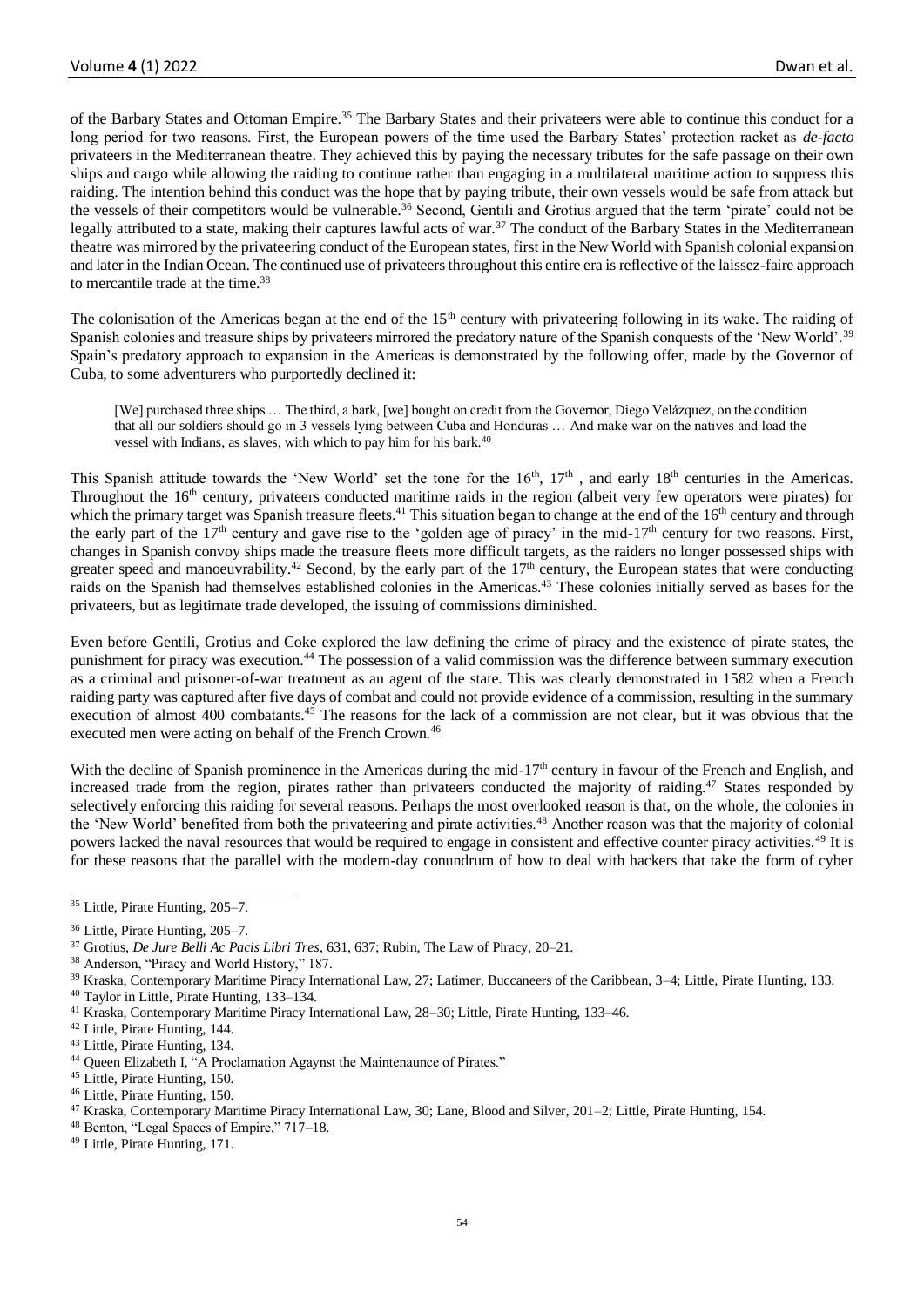of the Barbary States and Ottoman Empire.[35] The Barbary States and their privateers were able to continue this conduct for a long period for two reasons. First, the European powers of the time used the Barbary States' protection racket as *de-facto* privateers in the Mediterranean theatre. They achieved this by paying the necessary tributes for the safe passage on their own ships and cargo while allowing the raiding to continue rather than engaging in a multilateral maritime action to suppress this raiding. The intention behind this conduct was the hope that by paying tribute, their own vessels would be safe from attack but the vessels of their competitors would be vulnerable.[36] Second, Gentili and Grotius argued that the term 'pirate' could not be legally attributed to a state, making their captures lawful acts of war.[37] The conduct of the Barbary States in the Mediterranean theatre was mirrored by the privateering conduct of the European states, first in the New World with Spanish colonial expansion and later in the Indian Ocean. The continued use of privateers throughout this entire era is reflective of the laissez-faire approach to mercantile trade at the time.[38]

The colonisation of the Americas began at the end of the 15th century with privateering following in its wake. The raiding of Spanish colonies and treasure ships by privateers mirrored the predatory nature of the Spanish conquests of the 'New World'.[39] Spain's predatory approach to expansion in the Americas is demonstrated by the following offer, made by the Governor of Cuba, to some adventurers who purportedly declined it:

> [We] purchased three ships … The third, a bark, [we] bought on credit from the Governor, Diego Velázquez, on the condition that all our soldiers should go in 3 vessels lying between Cuba and Honduras … And make war on the natives and load the vessel with Indians, as slaves, with which to pay him for his bark.[40]

This Spanish attitude towards the 'New World' set the tone for the 16th, 17th , and early 18th centuries in the Americas. Throughout the 16th century, privateers conducted maritime raids in the region (albeit very few operators were pirates) for which the primary target was Spanish treasure fleets.[41] This situation began to change at the end of the 16th century and through the early part of the 17th century and gave rise to the 'golden age of piracy' in the mid-17th century for two reasons. First, changes in Spanish convoy ships made the treasure fleets more difficult targets, as the raiders no longer possessed ships with greater speed and manoeuvrability.[42] Second, by the early part of the 17th century, the European states that were conducting raids on the Spanish had themselves established colonies in the Americas.[43] These colonies initially served as bases for the privateers, but as legitimate trade developed, the issuing of commissions diminished.

Even before Gentili, Grotius and Coke explored the law defining the crime of piracy and the existence of pirate states, the punishment for piracy was execution.[44] The possession of a valid commission was the difference between summary execution as a criminal and prisoner-of-war treatment as an agent of the state. This was clearly demonstrated in 1582 when a French raiding party was captured after five days of combat and could not provide evidence of a commission, resulting in the summary execution of almost 400 combatants.[45] The reasons for the lack of a commission are not clear, but it was obvious that the executed men were acting on behalf of the French Crown.[46]

With the decline of Spanish prominence in the Americas during the mid-17th century in favour of the French and English, and increased trade from the region, pirates rather than privateers conducted the majority of raiding.[47] States responded by selectively enforcing this raiding for several reasons. Perhaps the most overlooked reason is that, on the whole, the colonies in the 'New World' benefited from both the privateering and pirate activities.[48] Another reason was that the majority of colonial powers lacked the naval resources that would be required to engage in consistent and effective counter piracy activities.[49] It is for these reasons that the parallel with the modern-day conundrum of how to deal with hackers that take the form of cyber

---

[35] Little, Pirate Hunting, 205–7.

[36] Little, Pirate Hunting, 205–7.

[37] Grotius, *De Jure Belli Ac Pacis Libri Tres*, 631, 637; Rubin, The Law of Piracy, 20–21.

[38] Anderson, "Piracy and World History," 187.

[39] Kraska, Contemporary Maritime Piracy International Law, 27; Latimer, Buccaneers of the Caribbean, 3–4; Little, Pirate Hunting, 133.

[40] Taylor in Little, Pirate Hunting, 133–134.

[41] Kraska, Contemporary Maritime Piracy International Law, 28–30; Little, Pirate Hunting, 133–46.

[42] Little, Pirate Hunting, 144.

[43] Little, Pirate Hunting, 134.

[44] Queen Elizabeth I, "A Proclamation Agaynst the Maintenaunce of Pirates."

[45] Little, Pirate Hunting, 150.

[46] Little, Pirate Hunting, 150.

[47] Kraska, Contemporary Maritime Piracy International Law, 30; Lane, Blood and Silver, 201–2; Little, Pirate Hunting, 154.

[48] Benton, "Legal Spaces of Empire," 717–18.

[49] Little, Pirate Hunting, 171.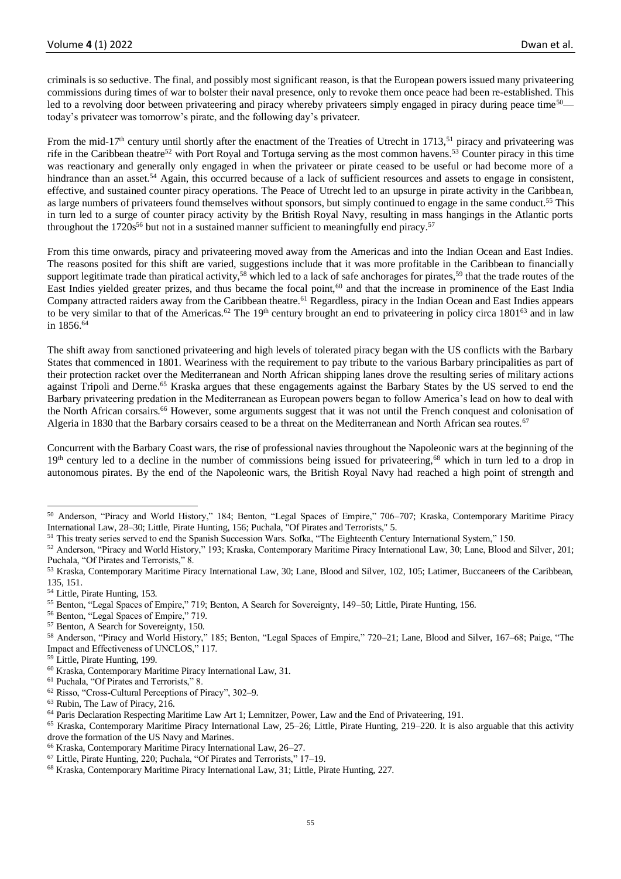criminals is so seductive. The final, and possibly most significant reason, is that the European powers issued many privateering commissions during times of war to bolster their naval presence, only to revoke them once peace had been re-established. This led to a revolving door between privateering and piracy whereby privateers simply engaged in piracy during peace time[50]—today's privateer was tomorrow's pirate, and the following day's privateer.

From the mid-17th century until shortly after the enactment of the Treaties of Utrecht in 1713,[51] piracy and privateering was rife in the Caribbean theatre[52] with Port Royal and Tortuga serving as the most common havens.[53] Counter piracy in this time was reactionary and generally only engaged in when the privateer or pirate ceased to be useful or had become more of a hindrance than an asset.[54] Again, this occurred because of a lack of sufficient resources and assets to engage in consistent, effective, and sustained counter piracy operations. The Peace of Utrecht led to an upsurge in pirate activity in the Caribbean, as large numbers of privateers found themselves without sponsors, but simply continued to engage in the same conduct.[55] This in turn led to a surge of counter piracy activity by the British Royal Navy, resulting in mass hangings in the Atlantic ports throughout the 1720s[56] but not in a sustained manner sufficient to meaningfully end piracy.[57]

From this time onwards, piracy and privateering moved away from the Americas and into the Indian Ocean and East Indies. The reasons posited for this shift are varied, suggestions include that it was more profitable in the Caribbean to financially support legitimate trade than piratical activity,[58] which led to a lack of safe anchorages for pirates,[59] that the trade routes of the East Indies yielded greater prizes, and thus became the focal point,[60] and that the increase in prominence of the East India Company attracted raiders away from the Caribbean theatre.[61] Regardless, piracy in the Indian Ocean and East Indies appears to be very similar to that of the Americas.[62] The 19th century brought an end to privateering in policy circa 1801[63] and in law in 1856.[64]

The shift away from sanctioned privateering and high levels of tolerated piracy began with the US conflicts with the Barbary States that commenced in 1801. Weariness with the requirement to pay tribute to the various Barbary principalities as part of their protection racket over the Mediterranean and North African shipping lanes drove the resulting series of military actions against Tripoli and Derne.[65] Kraska argues that these engagements against the Barbary States by the US served to end the Barbary privateering predation in the Mediterranean as European powers began to follow America's lead on how to deal with the North African corsairs.[66] However, some arguments suggest that it was not until the French conquest and colonisation of Algeria in 1830 that the Barbary corsairs ceased to be a threat on the Mediterranean and North African sea routes.[67]

Concurrent with the Barbary Coast wars, the rise of professional navies throughout the Napoleonic wars at the beginning of the 19th century led to a decline in the number of commissions being issued for privateering,[68] which in turn led to a drop in autonomous pirates. By the end of the Napoleonic wars, the British Royal Navy had reached a high point of strength and

---

[50] Anderson, "Piracy and World History," 184; Benton, "Legal Spaces of Empire," 706–707; Kraska, Contemporary Maritime Piracy International Law, 28–30; Little, Pirate Hunting, 156; Puchala, "Of Pirates and Terrorists," 5.

[51] This treaty series served to end the Spanish Succession Wars. Sofka, "The Eighteenth Century International System," 150.

[52] Anderson, "Piracy and World History," 193; Kraska, Contemporary Maritime Piracy International Law, 30; Lane, Blood and Silver, 201; Puchala, "Of Pirates and Terrorists," 8.

[53] Kraska, Contemporary Maritime Piracy International Law, 30; Lane, Blood and Silver, 102, 105; Latimer, Buccaneers of the Caribbean, 135, 151.

[54] Little, Pirate Hunting, 153.

[55] Benton, "Legal Spaces of Empire," 719; Benton, A Search for Sovereignty, 149–50; Little, Pirate Hunting, 156.

[56] Benton, "Legal Spaces of Empire," 719.

[57] Benton, A Search for Sovereignty, 150.

[58] Anderson, "Piracy and World History," 185; Benton, "Legal Spaces of Empire," 720–21; Lane, Blood and Silver, 167–68; Paige, "The Impact and Effectiveness of UNCLOS," 117.

[59] Little, Pirate Hunting, 199.

[60] Kraska, Contemporary Maritime Piracy International Law, 31.

[61] Puchala, "Of Pirates and Terrorists," 8.

[62] Risso, "Cross-Cultural Perceptions of Piracy", 302–9.

[63] Rubin, The Law of Piracy, 216.

[64] Paris Declaration Respecting Maritime Law Art 1; Lemnitzer, Power, Law and the End of Privateering, 191.

[65] Kraska, Contemporary Maritime Piracy International Law, 25–26; Little, Pirate Hunting, 219–220. It is also arguable that this activity drove the formation of the US Navy and Marines.

[66] Kraska, Contemporary Maritime Piracy International Law, 26–27.

[67] Little, Pirate Hunting, 220; Puchala, "Of Pirates and Terrorists," 17–19.

[68] Kraska, Contemporary Maritime Piracy International Law, 31; Little, Pirate Hunting, 227.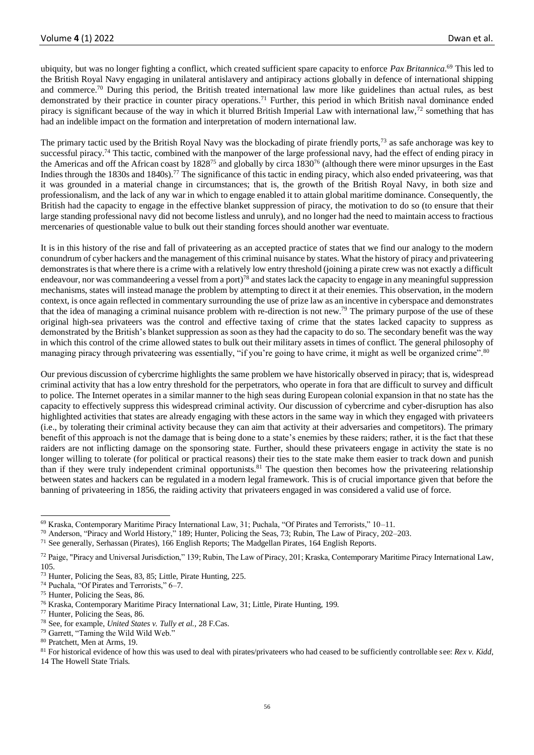ubiquity, but was no longer fighting a conflict, which created sufficient spare capacity to enforce *Pax Britannica*.[69] This led to the British Royal Navy engaging in unilateral antislavery and antipiracy actions globally in defence of international shipping and commerce.[70] During this period, the British treated international law more like guidelines than actual rules, as best demonstrated by their practice in counter piracy operations.[71] Further, this period in which British naval dominance ended piracy is significant because of the way in which it blurred British Imperial Law with international law,[72] something that has had an indelible impact on the formation and interpretation of modern international law.

The primary tactic used by the British Royal Navy was the blockading of pirate friendly ports,[73] as safe anchorage was key to successful piracy.[74] This tactic, combined with the manpower of the large professional navy, had the effect of ending piracy in the Americas and off the African coast by 1828[75] and globally by circa 1830[76] (although there were minor upsurges in the East Indies through the 1830s and 1840s).[77] The significance of this tactic in ending piracy, which also ended privateering, was that it was grounded in a material change in circumstances; that is, the growth of the British Royal Navy, in both size and professionalism, and the lack of any war in which to engage enabled it to attain global maritime dominance. Consequently, the British had the capacity to engage in the effective blanket suppression of piracy, the motivation to do so (to ensure that their large standing professional navy did not become listless and unruly), and no longer had the need to maintain access to fractious mercenaries of questionable value to bulk out their standing forces should another war eventuate.

It is in this history of the rise and fall of privateering as an accepted practice of states that we find our analogy to the modern conundrum of cyber hackers and the management of this criminal nuisance by states. What the history of piracy and privateering demonstrates is that where there is a crime with a relatively low entry threshold (joining a pirate crew was not exactly a difficult endeavour, nor was commandeering a vessel from a port)[78] and states lack the capacity to engage in any meaningful suppression mechanisms, states will instead manage the problem by attempting to direct it at their enemies. This observation, in the modern context, is once again reflected in commentary surrounding the use of prize law as an incentive in cyberspace and demonstrates that the idea of managing a criminal nuisance problem with re-direction is not new.[79] The primary purpose of the use of these original high-sea privateers was the control and effective taxing of crime that the states lacked capacity to suppress as demonstrated by the British's blanket suppression as soon as they had the capacity to do so. The secondary benefit was the way in which this control of the crime allowed states to bulk out their military assets in times of conflict. The general philosophy of managing piracy through privateering was essentially, "if you're going to have crime, it might as well be organized crime".[80]

Our previous discussion of cybercrime highlights the same problem we have historically observed in piracy; that is, widespread criminal activity that has a low entry threshold for the perpetrators, who operate in fora that are difficult to survey and difficult to police. The Internet operates in a similar manner to the high seas during European colonial expansion in that no state has the capacity to effectively suppress this widespread criminal activity. Our discussion of cybercrime and cyber-disruption has also highlighted activities that states are already engaging with these actors in the same way in which they engaged with privateers (i.e., by tolerating their criminal activity because they can aim that activity at their adversaries and competitors). The primary benefit of this approach is not the damage that is being done to a state's enemies by these raiders; rather, it is the fact that these raiders are not inflicting damage on the sponsoring state. Further, should these privateers engage in activity the state is no longer willing to tolerate (for political or practical reasons) their ties to the state make them easier to track down and punish than if they were truly independent criminal opportunists.[81] The question then becomes how the privateering relationship between states and hackers can be regulated in a modern legal framework. This is of crucial importance given that before the banning of privateering in 1856, the raiding activity that privateers engaged in was considered a valid use of force.

---

[69] Kraska, Contemporary Maritime Piracy International Law, 31; Puchala, "Of Pirates and Terrorists," 10–11.

[70] Anderson, "Piracy and World History," 189; Hunter, Policing the Seas, 73; Rubin, The Law of Piracy, 202–203.

[71] See generally, Serhassan (Pirates), 166 English Reports; The Madgellan Pirates, 164 English Reports.

[72] Paige, "Piracy and Universal Jurisdiction," 139; Rubin, The Law of Piracy, 201; Kraska, Contemporary Maritime Piracy International Law, 105.

[73] Hunter, Policing the Seas, 83, 85; Little, Pirate Hunting, 225.

[74] Puchala, "Of Pirates and Terrorists," 6–7.

[75] Hunter, Policing the Seas, 86.

[76] Kraska, Contemporary Maritime Piracy International Law, 31; Little, Pirate Hunting, 199.

[77] Hunter, Policing the Seas, 86.

[78] See, for example, *United States v. Tully et al.*, 28 F.Cas.

[79] Garrett, "Taming the Wild Wild Web."

[80] Pratchett, Men at Arms, 19.

[81] For historical evidence of how this was used to deal with pirates/privateers who had ceased to be sufficiently controllable see: *Rex v. Kidd*, 14 The Howell State Trials.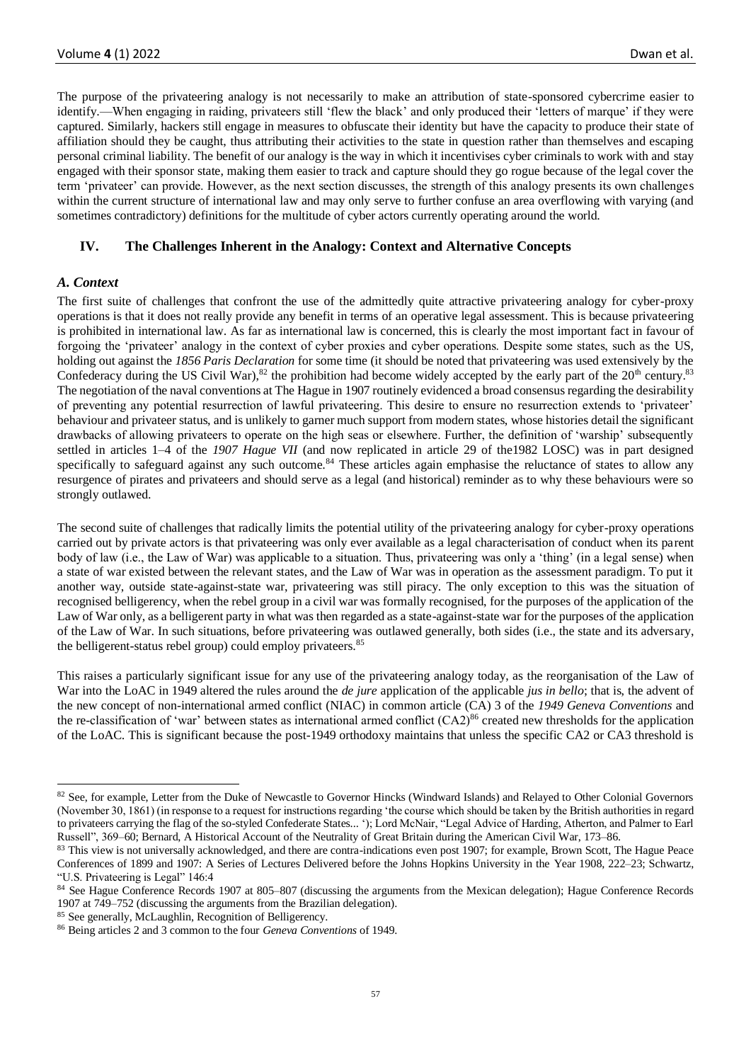The purpose of the privateering analogy is not necessarily to make an attribution of state-sponsored cybercrime easier to identify.—When engaging in raiding, privateers still 'flew the black' and only produced their 'letters of marque' if they were captured. Similarly, hackers still engage in measures to obfuscate their identity but have the capacity to produce their state of affiliation should they be caught, thus attributing their activities to the state in question rather than themselves and escaping personal criminal liability. The benefit of our analogy is the way in which it incentivises cyber criminals to work with and stay engaged with their sponsor state, making them easier to track and capture should they go rogue because of the legal cover the term 'privateer' can provide. However, as the next section discusses, the strength of this analogy presents its own challenges within the current structure of international law and may only serve to further confuse an area overflowing with varying (and sometimes contradictory) definitions for the multitude of cyber actors currently operating around the world.

## IV. The Challenges Inherent in the Analogy: Context and Alternative Concepts

### *A. Context*

The first suite of challenges that confront the use of the admittedly quite attractive privateering analogy for cyber-proxy operations is that it does not really provide any benefit in terms of an operative legal assessment. This is because privateering is prohibited in international law. As far as international law is concerned, this is clearly the most important fact in favour of forgoing the 'privateer' analogy in the context of cyber proxies and cyber operations. Despite some states, such as the US, holding out against the *1856 Paris Declaration* for some time (it should be noted that privateering was used extensively by the Confederacy during the US Civil War),[82] the prohibition had become widely accepted by the early part of the 20th century.[83] The negotiation of the naval conventions at The Hague in 1907 routinely evidenced a broad consensus regarding the desirability of preventing any potential resurrection of lawful privateering. This desire to ensure no resurrection extends to 'privateer' behaviour and privateer status, and is unlikely to garner much support from modern states, whose histories detail the significant drawbacks of allowing privateers to operate on the high seas or elsewhere. Further, the definition of 'warship' subsequently settled in articles 1–4 of the *1907 Hague VII* (and now replicated in article 29 of the1982 LOSC) was in part designed specifically to safeguard against any such outcome.[84] These articles again emphasise the reluctance of states to allow any resurgence of pirates and privateers and should serve as a legal (and historical) reminder as to why these behaviours were so strongly outlawed.

The second suite of challenges that radically limits the potential utility of the privateering analogy for cyber-proxy operations carried out by private actors is that privateering was only ever available as a legal characterisation of conduct when its parent body of law (i.e., the Law of War) was applicable to a situation. Thus, privateering was only a 'thing' (in a legal sense) when a state of war existed between the relevant states, and the Law of War was in operation as the assessment paradigm. To put it another way, outside state-against-state war, privateering was still piracy. The only exception to this was the situation of recognised belligerency, when the rebel group in a civil war was formally recognised, for the purposes of the application of the Law of War only, as a belligerent party in what was then regarded as a state-against-state war for the purposes of the application of the Law of War. In such situations, before privateering was outlawed generally, both sides (i.e., the state and its adversary, the belligerent-status rebel group) could employ privateers.[85]

This raises a particularly significant issue for any use of the privateering analogy today, as the reorganisation of the Law of War into the LoAC in 1949 altered the rules around the *de jure* application of the applicable *jus in bello*; that is, the advent of the new concept of non-international armed conflict (NIAC) in common article (CA) 3 of the *1949 Geneva Conventions* and the re-classification of 'war' between states as international armed conflict (CA2)[86] created new thresholds for the application of the LoAC. This is significant because the post-1949 orthodoxy maintains that unless the specific CA2 or CA3 threshold is

---

[82] See, for example, Letter from the Duke of Newcastle to Governor Hincks (Windward Islands) and Relayed to Other Colonial Governors (November 30, 1861) (in response to a request for instructions regarding 'the course which should be taken by the British authorities in regard to privateers carrying the flag of the so-styled Confederate States... '); Lord McNair, "Legal Advice of Harding, Atherton, and Palmer to Earl Russell", 369–60; Bernard, A Historical Account of the Neutrality of Great Britain during the American Civil War, 173–86.

[83] This view is not universally acknowledged, and there are contra-indications even post 1907; for example, Brown Scott, The Hague Peace Conferences of 1899 and 1907: A Series of Lectures Delivered before the Johns Hopkins University in the Year 1908, 222–23; Schwartz, "U.S. Privateering is Legal" 146:4

[84] See Hague Conference Records 1907 at 805–807 (discussing the arguments from the Mexican delegation); Hague Conference Records 1907 at 749–752 (discussing the arguments from the Brazilian delegation).

[85] See generally, McLaughlin, Recognition of Belligerency.

[86] Being articles 2 and 3 common to the four *Geneva Conventions* of 1949.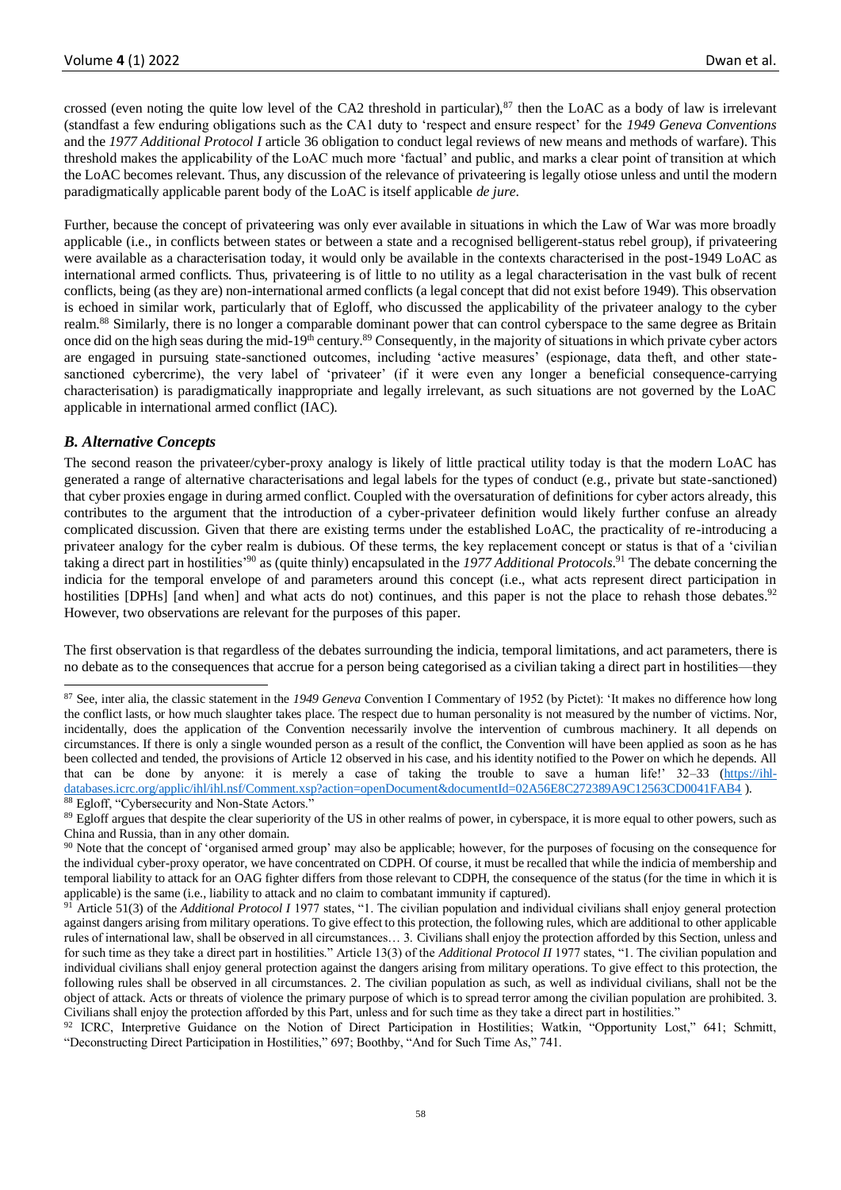crossed (even noting the quite low level of the CA2 threshold in particular),[87] then the LoAC as a body of law is irrelevant (standfast a few enduring obligations such as the CA1 duty to 'respect and ensure respect' for the *1949 Geneva Conventions* and the *1977 Additional Protocol I* article 36 obligation to conduct legal reviews of new means and methods of warfare). This threshold makes the applicability of the LoAC much more 'factual' and public, and marks a clear point of transition at which the LoAC becomes relevant. Thus, any discussion of the relevance of privateering is legally otiose unless and until the modern paradigmatically applicable parent body of the LoAC is itself applicable *de jure*.

Further, because the concept of privateering was only ever available in situations in which the Law of War was more broadly applicable (i.e., in conflicts between states or between a state and a recognised belligerent-status rebel group), if privateering were available as a characterisation today, it would only be available in the contexts characterised in the post-1949 LoAC as international armed conflicts. Thus, privateering is of little to no utility as a legal characterisation in the vast bulk of recent conflicts, being (as they are) non-international armed conflicts (a legal concept that did not exist before 1949). This observation is echoed in similar work, particularly that of Egloff, who discussed the applicability of the privateer analogy to the cyber realm.[88] Similarly, there is no longer a comparable dominant power that can control cyberspace to the same degree as Britain once did on the high seas during the mid-19th century.[89] Consequently, in the majority of situations in which private cyber actors are engaged in pursuing state-sanctioned outcomes, including 'active measures' (espionage, data theft, and other state-sanctioned cybercrime), the very label of 'privateer' (if it were even any longer a beneficial consequence-carrying characterisation) is paradigmatically inappropriate and legally irrelevant, as such situations are not governed by the LoAC applicable in international armed conflict (IAC).

### *B. Alternative Concepts*

The second reason the privateer/cyber-proxy analogy is likely of little practical utility today is that the modern LoAC has generated a range of alternative characterisations and legal labels for the types of conduct (e.g., private but state-sanctioned) that cyber proxies engage in during armed conflict. Coupled with the oversaturation of definitions for cyber actors already, this contributes to the argument that the introduction of a cyber-privateer definition would likely further confuse an already complicated discussion. Given that there are existing terms under the established LoAC, the practicality of re-introducing a privateer analogy for the cyber realm is dubious. Of these terms, the key replacement concept or status is that of a 'civilian taking a direct part in hostilities'[90] as (quite thinly) encapsulated in the *1977 Additional Protocols*.[91] The debate concerning the indicia for the temporal envelope of and parameters around this concept (i.e., what acts represent direct participation in hostilities [DPHs] [and when] and what acts do not) continues, and this paper is not the place to rehash those debates.[92] However, two observations are relevant for the purposes of this paper.

The first observation is that regardless of the debates surrounding the indicia, temporal limitations, and act parameters, there is no debate as to the consequences that accrue for a person being categorised as a civilian taking a direct part in hostilities—they

---

[87] See, inter alia, the classic statement in the *1949 Geneva* Convention I Commentary of 1952 (by Pictet): 'It makes no difference how long the conflict lasts, or how much slaughter takes place. The respect due to human personality is not measured by the number of victims. Nor, incidentally, does the application of the Convention necessarily involve the intervention of cumbrous machinery. It all depends on circumstances. If there is only a single wounded person as a result of the conflict, the Convention will have been applied as soon as he has been collected and tended, the provisions of Article 12 observed in his case, and his identity notified to the Power on which he depends. All that can be done by anyone: it is merely a case of taking the trouble to save a human life!' 32–33 (https://ihl-databases.icrc.org/applic/ihl/ihl.nsf/Comment.xsp?action=openDocument&documentId=02A56E8C272389A9C12563CD0041FAB4 ).

[88] Egloff, "Cybersecurity and Non-State Actors."

[89] Egloff argues that despite the clear superiority of the US in other realms of power, in cyberspace, it is more equal to other powers, such as China and Russia, than in any other domain.

[90] Note that the concept of 'organised armed group' may also be applicable; however, for the purposes of focusing on the consequence for the individual cyber-proxy operator, we have concentrated on CDPH. Of course, it must be recalled that while the indicia of membership and temporal liability to attack for an OAG fighter differs from those relevant to CDPH, the consequence of the status (for the time in which it is applicable) is the same (i.e., liability to attack and no claim to combatant immunity if captured).

[91] Article 51(3) of the *Additional Protocol I* 1977 states, "1. The civilian population and individual civilians shall enjoy general protection against dangers arising from military operations. To give effect to this protection, the following rules, which are additional to other applicable rules of international law, shall be observed in all circumstances… 3. Civilians shall enjoy the protection afforded by this Section, unless and for such time as they take a direct part in hostilities." Article 13(3) of the *Additional Protocol II* 1977 states, "1. The civilian population and individual civilians shall enjoy general protection against the dangers arising from military operations. To give effect to this protection, the following rules shall be observed in all circumstances. 2. The civilian population as such, as well as individual civilians, shall not be the object of attack. Acts or threats of violence the primary purpose of which is to spread terror among the civilian population are prohibited. 3. Civilians shall enjoy the protection afforded by this Part, unless and for such time as they take a direct part in hostilities."

[92] ICRC, Interpretive Guidance on the Notion of Direct Participation in Hostilities; Watkin, "Opportunity Lost," 641; Schmitt, "Deconstructing Direct Participation in Hostilities," 697; Boothby, "And for Such Time As," 741.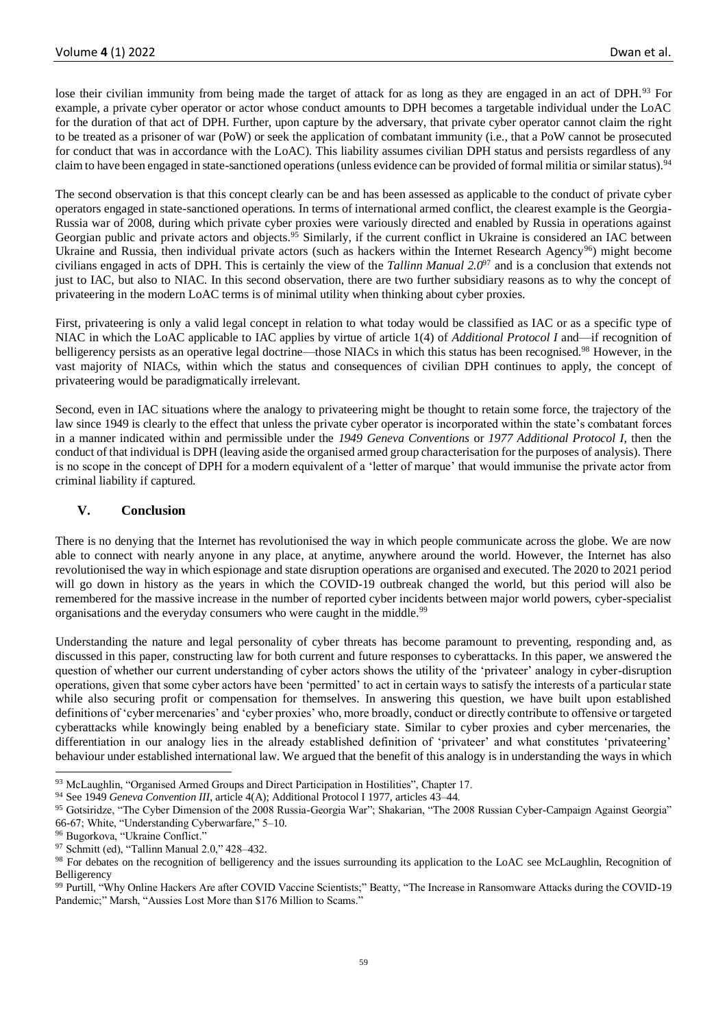lose their civilian immunity from being made the target of attack for as long as they are engaged in an act of DPH.[93] For example, a private cyber operator or actor whose conduct amounts to DPH becomes a targetable individual under the LoAC for the duration of that act of DPH. Further, upon capture by the adversary, that private cyber operator cannot claim the right to be treated as a prisoner of war (PoW) or seek the application of combatant immunity (i.e., that a PoW cannot be prosecuted for conduct that was in accordance with the LoAC). This liability assumes civilian DPH status and persists regardless of any claim to have been engaged in state-sanctioned operations (unless evidence can be provided of formal militia or similar status).[94]

The second observation is that this concept clearly can be and has been assessed as applicable to the conduct of private cyber operators engaged in state-sanctioned operations. In terms of international armed conflict, the clearest example is the Georgia-Russia war of 2008, during which private cyber proxies were variously directed and enabled by Russia in operations against Georgian public and private actors and objects.[95] Similarly, if the current conflict in Ukraine is considered an IAC between Ukraine and Russia, then individual private actors (such as hackers within the Internet Research Agency[96]) might become civilians engaged in acts of DPH. This is certainly the view of the *Tallinn Manual 2.0*[97] and is a conclusion that extends not just to IAC, but also to NIAC. In this second observation, there are two further subsidiary reasons as to why the concept of privateering in the modern LoAC terms is of minimal utility when thinking about cyber proxies.

First, privateering is only a valid legal concept in relation to what today would be classified as IAC or as a specific type of NIAC in which the LoAC applicable to IAC applies by virtue of article 1(4) of *Additional Protocol I* and—if recognition of belligerency persists as an operative legal doctrine—those NIACs in which this status has been recognised.[98] However, in the vast majority of NIACs, within which the status and consequences of civilian DPH continues to apply, the concept of privateering would be paradigmatically irrelevant.

Second, even in IAC situations where the analogy to privateering might be thought to retain some force, the trajectory of the law since 1949 is clearly to the effect that unless the private cyber operator is incorporated within the state's combatant forces in a manner indicated within and permissible under the *1949 Geneva Conventions* or *1977 Additional Protocol I*, then the conduct of that individual is DPH (leaving aside the organised armed group characterisation for the purposes of analysis). There is no scope in the concept of DPH for a modern equivalent of a 'letter of marque' that would immunise the private actor from criminal liability if captured.

## V. Conclusion

There is no denying that the Internet has revolutionised the way in which people communicate across the globe. We are now able to connect with nearly anyone in any place, at anytime, anywhere around the world. However, the Internet has also revolutionised the way in which espionage and state disruption operations are organised and executed. The 2020 to 2021 period will go down in history as the years in which the COVID-19 outbreak changed the world, but this period will also be remembered for the massive increase in the number of reported cyber incidents between major world powers, cyber-specialist organisations and the everyday consumers who were caught in the middle.[99]

Understanding the nature and legal personality of cyber threats has become paramount to preventing, responding and, as discussed in this paper, constructing law for both current and future responses to cyberattacks. In this paper, we answered the question of whether our current understanding of cyber actors shows the utility of the 'privateer' analogy in cyber-disruption operations, given that some cyber actors have been 'permitted' to act in certain ways to satisfy the interests of a particular state while also securing profit or compensation for themselves. In answering this question, we have built upon established definitions of 'cyber mercenaries' and 'cyber proxies' who, more broadly, conduct or directly contribute to offensive or targeted cyberattacks while knowingly being enabled by a beneficiary state. Similar to cyber proxies and cyber mercenaries, the differentiation in our analogy lies in the already established definition of 'privateer' and what constitutes 'privateering' behaviour under established international law. We argued that the benefit of this analogy is in understanding the ways in which

---

[93] McLaughlin, "Organised Armed Groups and Direct Participation in Hostilities", Chapter 17.

[94] See 1949 *Geneva Convention III*, article 4(A); Additional Protocol I 1977, articles 43–44.

[95] Gotsiridze, "The Cyber Dimension of the 2008 Russia-Georgia War"; Shakarian, "The 2008 Russian Cyber-Campaign Against Georgia" 66-67; White, "Understanding Cyberwarfare," 5–10.

[96] Bugorkova, "Ukraine Conflict."

[97] Schmitt (ed), "Tallinn Manual 2.0," 428–432.

[98] For debates on the recognition of belligerency and the issues surrounding its application to the LoAC see McLaughlin, Recognition of Belligerency

[99] Purtill, "Why Online Hackers Are after COVID Vaccine Scientists;" Beatty, "The Increase in Ransomware Attacks during the COVID-19 Pandemic;" Marsh, "Aussies Lost More than $176 Million to Scams."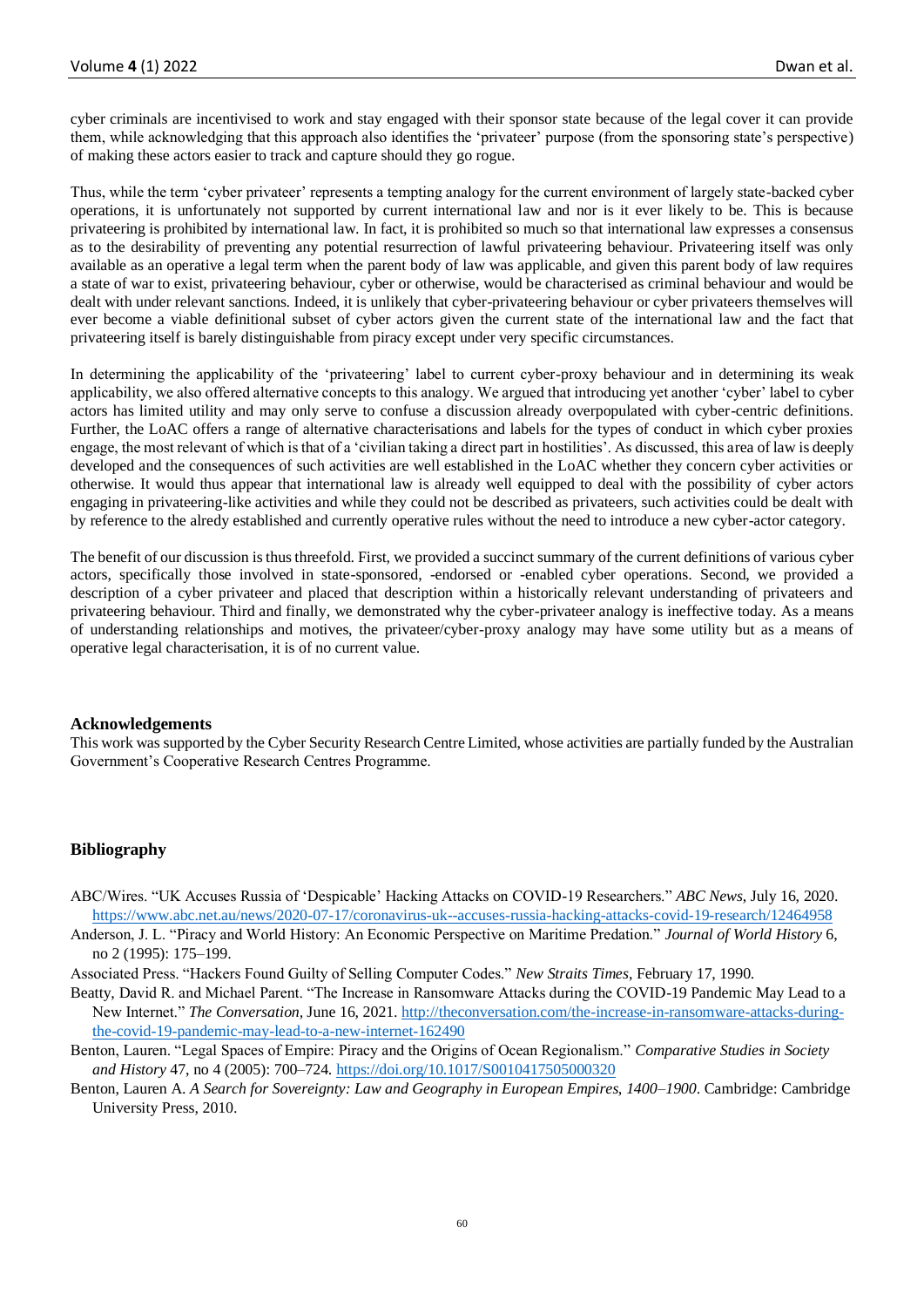cyber criminals are incentivised to work and stay engaged with their sponsor state because of the legal cover it can provide them, while acknowledging that this approach also identifies the 'privateer' purpose (from the sponsoring state's perspective) of making these actors easier to track and capture should they go rogue.

Thus, while the term 'cyber privateer' represents a tempting analogy for the current environment of largely state-backed cyber operations, it is unfortunately not supported by current international law and nor is it ever likely to be. This is because privateering is prohibited by international law. In fact, it is prohibited so much so that international law expresses a consensus as to the desirability of preventing any potential resurrection of lawful privateering behaviour. Privateering itself was only available as an operative a legal term when the parent body of law was applicable, and given this parent body of law requires a state of war to exist, privateering behaviour, cyber or otherwise, would be characterised as criminal behaviour and would be dealt with under relevant sanctions. Indeed, it is unlikely that cyber-privateering behaviour or cyber privateers themselves will ever become a viable definitional subset of cyber actors given the current state of the international law and the fact that privateering itself is barely distinguishable from piracy except under very specific circumstances.

In determining the applicability of the 'privateering' label to current cyber-proxy behaviour and in determining its weak applicability, we also offered alternative concepts to this analogy. We argued that introducing yet another 'cyber' label to cyber actors has limited utility and may only serve to confuse a discussion already overpopulated with cyber-centric definitions. Further, the LoAC offers a range of alternative characterisations and labels for the types of conduct in which cyber proxies engage, the most relevant of which is that of a 'civilian taking a direct part in hostilities'. As discussed, this area of law is deeply developed and the consequences of such activities are well established in the LoAC whether they concern cyber activities or otherwise. It would thus appear that international law is already well equipped to deal with the possibility of cyber actors engaging in privateering-like activities and while they could not be described as privateers, such activities could be dealt with by reference to the alredy established and currently operative rules without the need to introduce a new cyber-actor category.

The benefit of our discussion is thus threefold. First, we provided a succinct summary of the current definitions of various cyber actors, specifically those involved in state-sponsored, -endorsed or -enabled cyber operations. Second, we provided a description of a cyber privateer and placed that description within a historically relevant understanding of privateers and privateering behaviour. Third and finally, we demonstrated why the cyber-privateer analogy is ineffective today. As a means of understanding relationships and motives, the privateer/cyber-proxy analogy may have some utility but as a means of operative legal characterisation, it is of no current value.

### Acknowledgements

This work was supported by the Cyber Security Research Centre Limited, whose activities are partially funded by the Australian Government's Cooperative Research Centres Programme.

## Bibliography

ABC/Wires. "UK Accuses Russia of 'Despicable' Hacking Attacks on COVID-19 Researchers." *ABC News*, July 16, 2020. https://www.abc.net.au/news/2020-07-17/coronavirus-uk--accuses-russia-hacking-attacks-covid-19-research/12464958

Anderson, J. L. "Piracy and World History: An Economic Perspective on Maritime Predation." *Journal of World History* 6, no 2 (1995): 175–199.

Associated Press. "Hackers Found Guilty of Selling Computer Codes." *New Straits Times*, February 17, 1990.

Beatty, David R. and Michael Parent. "The Increase in Ransomware Attacks during the COVID-19 Pandemic May Lead to a New Internet." *The Conversation*, June 16, 2021. http://theconversation.com/the-increase-in-ransomware-attacks-during-the-covid-19-pandemic-may-lead-to-a-new-internet-162490

Benton, Lauren. "Legal Spaces of Empire: Piracy and the Origins of Ocean Regionalism." *Comparative Studies in Society and History* 47, no 4 (2005): 700–724. https://doi.org/10.1017/S0010417505000320

Benton, Lauren A. *A Search for Sovereignty: Law and Geography in European Empires, 1400–1900*. Cambridge: Cambridge University Press, 2010.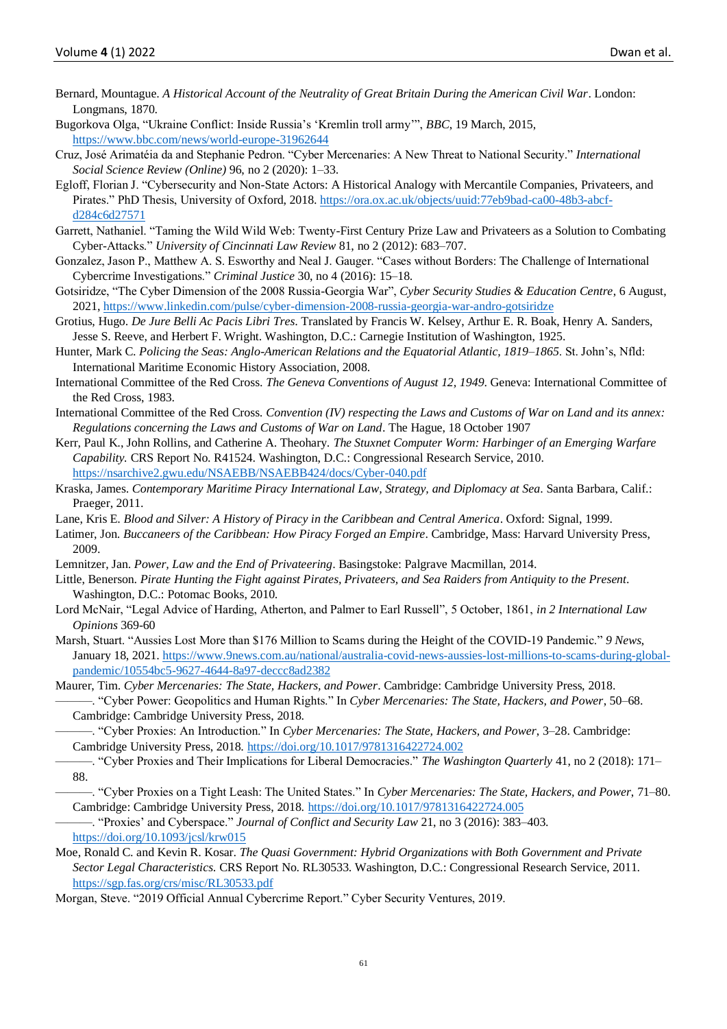Bernard, Mountague. *A Historical Account of the Neutrality of Great Britain During the American Civil War*. London: Longmans, 1870.

Bugorkova Olga, "Ukraine Conflict: Inside Russia's 'Kremlin troll army'", *BBC*, 19 March, 2015, https://www.bbc.com/news/world-europe-31962644

Cruz, José Arimatéia da and Stephanie Pedron. "Cyber Mercenaries: A New Threat to National Security." *International Social Science Review (Online)* 96, no 2 (2020): 1–33.

Egloff, Florian J. "Cybersecurity and Non-State Actors: A Historical Analogy with Mercantile Companies, Privateers, and Pirates." PhD Thesis, University of Oxford, 2018. https://ora.ox.ac.uk/objects/uuid:77eb9bad-ca00-48b3-abcf-d284c6d27571

Garrett, Nathaniel. "Taming the Wild Wild Web: Twenty-First Century Prize Law and Privateers as a Solution to Combating Cyber-Attacks." *University of Cincinnati Law Review* 81, no 2 (2012): 683–707.

Gonzalez, Jason P., Matthew A. S. Esworthy and Neal J. Gauger. "Cases without Borders: The Challenge of International Cybercrime Investigations." *Criminal Justice* 30, no 4 (2016): 15–18.

Gotsiridze, "The Cyber Dimension of the 2008 Russia-Georgia War", *Cyber Security Studies & Education Centre*, 6 August, 2021, https://www.linkedin.com/pulse/cyber-dimension-2008-russia-georgia-war-andro-gotsiridze

Grotius, Hugo. *De Jure Belli Ac Pacis Libri Tres*. Translated by Francis W. Kelsey, Arthur E. R. Boak, Henry A. Sanders, Jesse S. Reeve, and Herbert F. Wright. Washington, D.C.: Carnegie Institution of Washington, 1925.

Hunter, Mark C. *Policing the Seas: Anglo-American Relations and the Equatorial Atlantic, 1819–1865*. St. John's, Nfld: International Maritime Economic History Association, 2008.

International Committee of the Red Cross. *The Geneva Conventions of August 12, 1949*. Geneva: International Committee of the Red Cross, 1983.

International Committee of the Red Cross. *Convention (IV) respecting the Laws and Customs of War on Land and its annex: Regulations concerning the Laws and Customs of War on Land*. The Hague, 18 October 1907

Kerr, Paul K., John Rollins, and Catherine A. Theohary. *The Stuxnet Computer Worm: Harbinger of an Emerging Warfare Capability.* CRS Report No. R41524. Washington, D.C.: Congressional Research Service, 2010. https://nsarchive2.gwu.edu/NSAEBB/NSAEBB424/docs/Cyber-040.pdf

Kraska, James. *Contemporary Maritime Piracy International Law, Strategy, and Diplomacy at Sea*. Santa Barbara, Calif.: Praeger, 2011.

Lane, Kris E. *Blood and Silver: A History of Piracy in the Caribbean and Central America*. Oxford: Signal, 1999.

Latimer, Jon. *Buccaneers of the Caribbean: How Piracy Forged an Empire*. Cambridge, Mass: Harvard University Press, 2009.

Lemnitzer, Jan. *Power, Law and the End of Privateering*. Basingstoke: Palgrave Macmillan, 2014.

Little, Benerson. *Pirate Hunting the Fight against Pirates, Privateers, and Sea Raiders from Antiquity to the Present*. Washington, D.C.: Potomac Books, 2010.

Lord McNair, "Legal Advice of Harding, Atherton, and Palmer to Earl Russell", 5 October, 1861, *in 2 International Law Opinions* 369-60

Marsh, Stuart. "Aussies Lost More than $176 Million to Scams during the Height of the COVID-19 Pandemic." *9 News*, January 18, 2021. https://www.9news.com.au/national/australia-covid-news-aussies-lost-millions-to-scams-during-global-pandemic/10554bc5-9627-4644-8a97-deccc8ad2382

Maurer, Tim. *Cyber Mercenaries: The State, Hackers, and Power*. Cambridge: Cambridge University Press, 2018.

———. "Cyber Power: Geopolitics and Human Rights." In *Cyber Mercenaries: The State, Hackers, and Power*, 50–68. Cambridge: Cambridge University Press, 2018.

———. "Cyber Proxies: An Introduction." In *Cyber Mercenaries: The State, Hackers, and Power*, 3–28. Cambridge: Cambridge University Press, 2018. https://doi.org/10.1017/9781316422724.002

———. "Cyber Proxies and Their Implications for Liberal Democracies." *The Washington Quarterly* 41, no 2 (2018): 171–88.

———. "Cyber Proxies on a Tight Leash: The United States." In *Cyber Mercenaries: The State, Hackers, and Power*, 71–80. Cambridge: Cambridge University Press, 2018. https://doi.org/10.1017/9781316422724.005

———. "'Proxies' and Cyberspace." *Journal of Conflict and Security Law* 21, no 3 (2016): 383–403. https://doi.org/10.1093/jcsl/krw015

Moe, Ronald C. and Kevin R. Kosar. *The Quasi Government: Hybrid Organizations with Both Government and Private Sector Legal Characteristics.* CRS Report No. RL30533. Washington, D.C.: Congressional Research Service, 2011. https://sgp.fas.org/crs/misc/RL30533.pdf

Morgan, Steve. "2019 Official Annual Cybercrime Report." Cyber Security Ventures, 2019.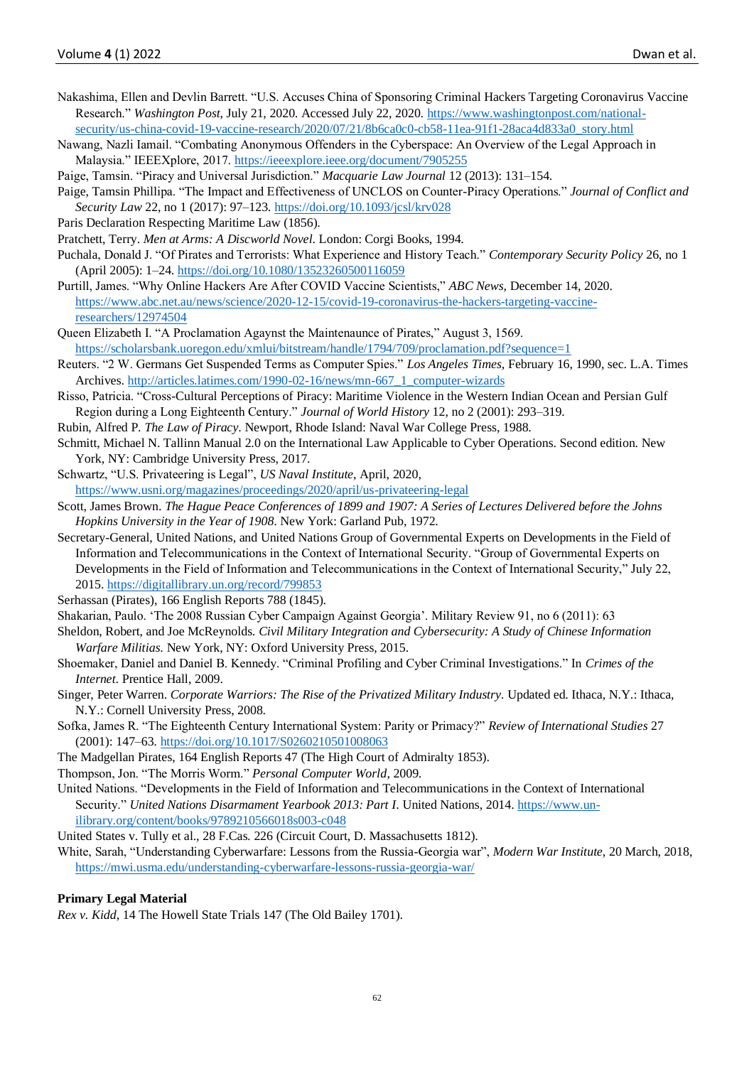Nakashima, Ellen and Devlin Barrett. "U.S. Accuses China of Sponsoring Criminal Hackers Targeting Coronavirus Vaccine Research." *Washington Post,* July 21, 2020. Accessed July 22, 2020. https://www.washingtonpost.com/national-security/us-china-covid-19-vaccine-research/2020/07/21/8b6ca0c0-cb58-11ea-91f1-28aca4d833a0_story.html

Nawang, Nazli Iamail. "Combating Anonymous Offenders in the Cyberspace: An Overview of the Legal Approach in Malaysia." IEEEXplore, 2017. https://ieeexplore.ieee.org/document/7905255

Paige, Tamsin. "Piracy and Universal Jurisdiction." *Macquarie Law Journal* 12 (2013): 131–154.

Paige, Tamsin Phillipa. "The Impact and Effectiveness of UNCLOS on Counter-Piracy Operations." *Journal of Conflict and Security Law* 22, no 1 (2017): 97–123. https://doi.org/10.1093/jcsl/krv028

Paris Declaration Respecting Maritime Law (1856).

Pratchett, Terry. *Men at Arms: A Discworld Novel*. London: Corgi Books, 1994.

Puchala, Donald J. "Of Pirates and Terrorists: What Experience and History Teach." *Contemporary Security Policy* 26, no 1 (April 2005): 1–24. https://doi.org/10.1080/13523260500116059

Purtill, James. "Why Online Hackers Are After COVID Vaccine Scientists," *ABC News,* December 14, 2020. https://www.abc.net.au/news/science/2020-12-15/covid-19-coronavirus-the-hackers-targeting-vaccine-researchers/12974504

Queen Elizabeth I. "A Proclamation Agaynst the Maintenaunce of Pirates," August 3, 1569. https://scholarsbank.uoregon.edu/xmlui/bitstream/handle/1794/709/proclamation.pdf?sequence=1

Reuters. "2 W. Germans Get Suspended Terms as Computer Spies." *Los Angeles Times*, February 16, 1990, sec. L.A. Times Archives. http://articles.latimes.com/1990-02-16/news/mn-667_1_computer-wizards

Risso, Patricia. "Cross-Cultural Perceptions of Piracy: Maritime Violence in the Western Indian Ocean and Persian Gulf Region during a Long Eighteenth Century." *Journal of World History* 12, no 2 (2001): 293–319.

Rubin, Alfred P. *The Law of Piracy*. Newport, Rhode Island: Naval War College Press, 1988.

Schmitt, Michael N. Tallinn Manual 2.0 on the International Law Applicable to Cyber Operations. Second edition. New York, NY: Cambridge University Press, 2017.

Schwartz, "U.S. Privateering is Legal", *US Naval Institute*, April, 2020, https://www.usni.org/magazines/proceedings/2020/april/us-privateering-legal

Scott, James Brown. *The Hague Peace Conferences of 1899 and 1907: A Series of Lectures Delivered before the Johns Hopkins University in the Year of 1908*. New York: Garland Pub, 1972.

Secretary-General, United Nations, and United Nations Group of Governmental Experts on Developments in the Field of Information and Telecommunications in the Context of International Security. "Group of Governmental Experts on Developments in the Field of Information and Telecommunications in the Context of International Security," July 22, 2015. https://digitallibrary.un.org/record/799853

Serhassan (Pirates), 166 English Reports 788 (1845).

Shakarian, Paulo. 'The 2008 Russian Cyber Campaign Against Georgia'. Military Review 91, no 6 (2011): 63

Sheldon, Robert, and Joe McReynolds. *Civil Military Integration and Cybersecurity: A Study of Chinese Information Warfare Militias.* New York, NY: Oxford University Press, 2015.

Shoemaker, Daniel and Daniel B. Kennedy. "Criminal Profiling and Cyber Criminal Investigations." In *Crimes of the Internet*. Prentice Hall, 2009.

Singer, Peter Warren. *Corporate Warriors: The Rise of the Privatized Military Industry.* Updated ed. Ithaca, N.Y.: Ithaca, N.Y.: Cornell University Press, 2008.

Sofka, James R. "The Eighteenth Century International System: Parity or Primacy?" *Review of International Studies* 27 (2001): 147–63. https://doi.org/10.1017/S0260210501008063

The Madgellan Pirates, 164 English Reports 47 (The High Court of Admiralty 1853).

Thompson, Jon. "The Morris Worm." *Personal Computer World*, 2009.

United Nations. "Developments in the Field of Information and Telecommunications in the Context of International Security." *United Nations Disarmament Yearbook 2013: Part I*. United Nations, 2014. https://www.un-ilibrary.org/content/books/9789210566018s003-c048

United States v. Tully et al., 28 F.Cas. 226 (Circuit Court, D. Massachusetts 1812).

White, Sarah, "Understanding Cyberwarfare: Lessons from the Russia-Georgia war", *Modern War Institute*, 20 March, 2018, https://mwi.usma.edu/understanding-cyberwarfare-lessons-russia-georgia-war/

**Primary Legal Material**

*Rex v. Kidd*, 14 The Howell State Trials 147 (The Old Bailey 1701).